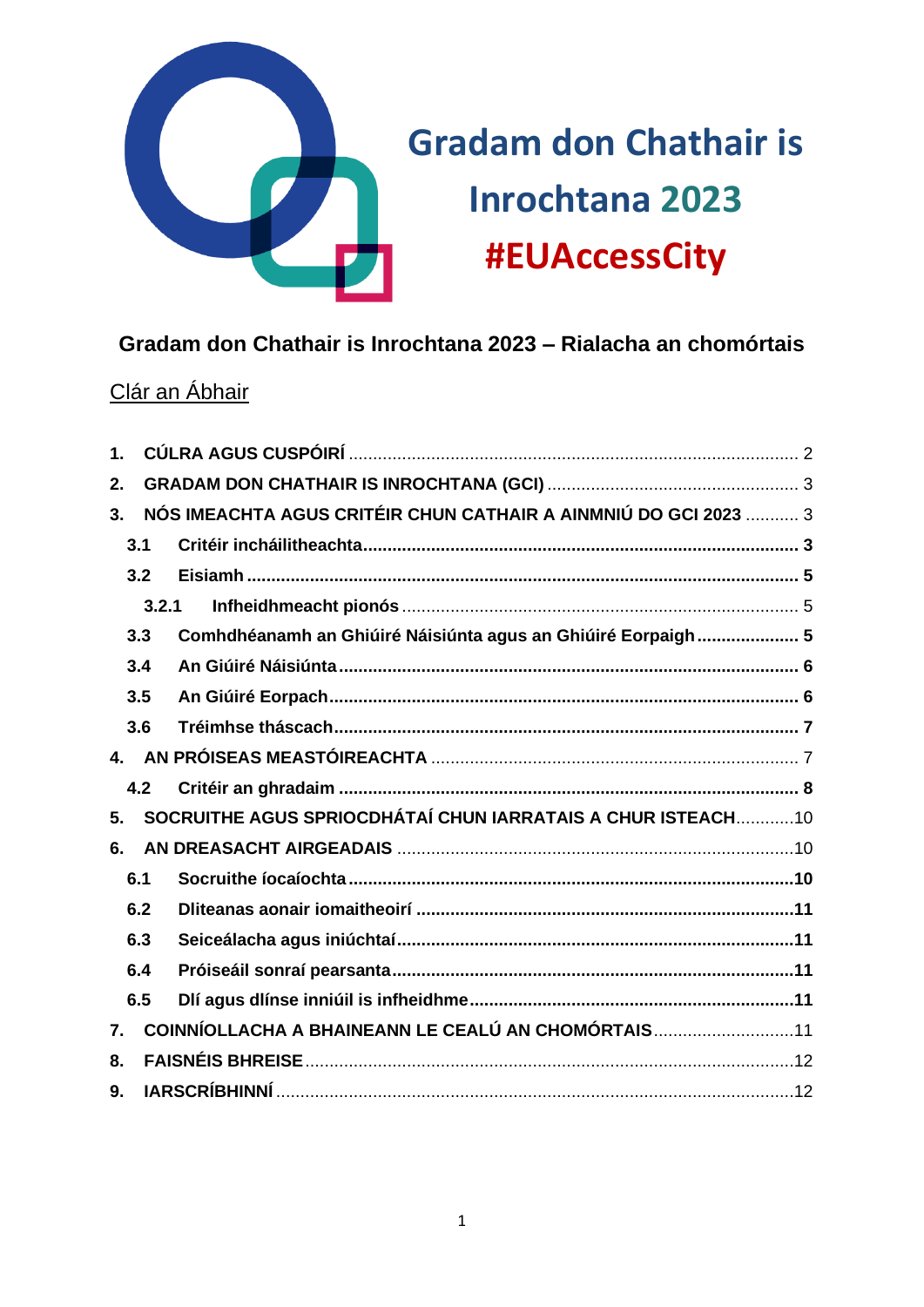# Gradam don Chathair is Inrochtana 2023

# #EUAccessCity

## Gradam don Chathair is Inrochtana 2023 – Rialacha an chomórtais

Clár an Ábhair

1. **CÚLRA AGUS CUSPÓIRÍ** ........ 2
2. **GRADAM DON CHATHAIR IS INROCHTANA (GCI)** ........ 3
3. **NÓS IMEACHTA AGUS CRITÉIR CHUN CATHAIR A AINMNIÚ DO GCI 2023** ........ 3
   - **3.1 Critéir incháilitheachta** ........ 3
   - **3.2 Eisiamh** ........ 5
     - **3.2.1 Infheidhmeacht pionós** ........ 5
   - **3.3 Comhdhéanamh an Ghiúiré Náisiúnta agus an Ghiúiré Eorpaigh** ........ 5
   - **3.4 An Giúiré Náisiúnta** ........ 6
   - **3.5 An Giúiré Eorpach** ........ 6
   - **3.6 Tréimhse tháscach** ........ 7
4. **AN PRÓISEAS MEASTÓIREACHTA** ........ 7
   - **4.2 Critéir an ghradaim** ........ 8
5. **SOCRUITHE AGUS SPRIOCDHÁTAÍ CHUN IARRATAIS A CHUR ISTEACH** ........ 10
6. **AN DREASACHT AIRGEADAIS** ........ 10
   - **6.1 Socruithe íocaíochta** ........ 10
   - **6.2 Dliteanas aonair iomaitheoirí** ........ 11
   - **6.3 Seiceálacha agus iniúchtaí** ........ 11
   - **6.4 Próiseáil sonraí pearsanta** ........ 11
   - **6.5 Dlí agus dlínse inniúil is infheidhme** ........ 11
7. **COINNÍOLLACHA A BHAINEANN LE CEALÚ AN CHOMÓRTAIS** ........ 11
8. **FAISNÉIS BHREISE** ........ 12
9. **IARSCRÍBHINNÍ** ........ 12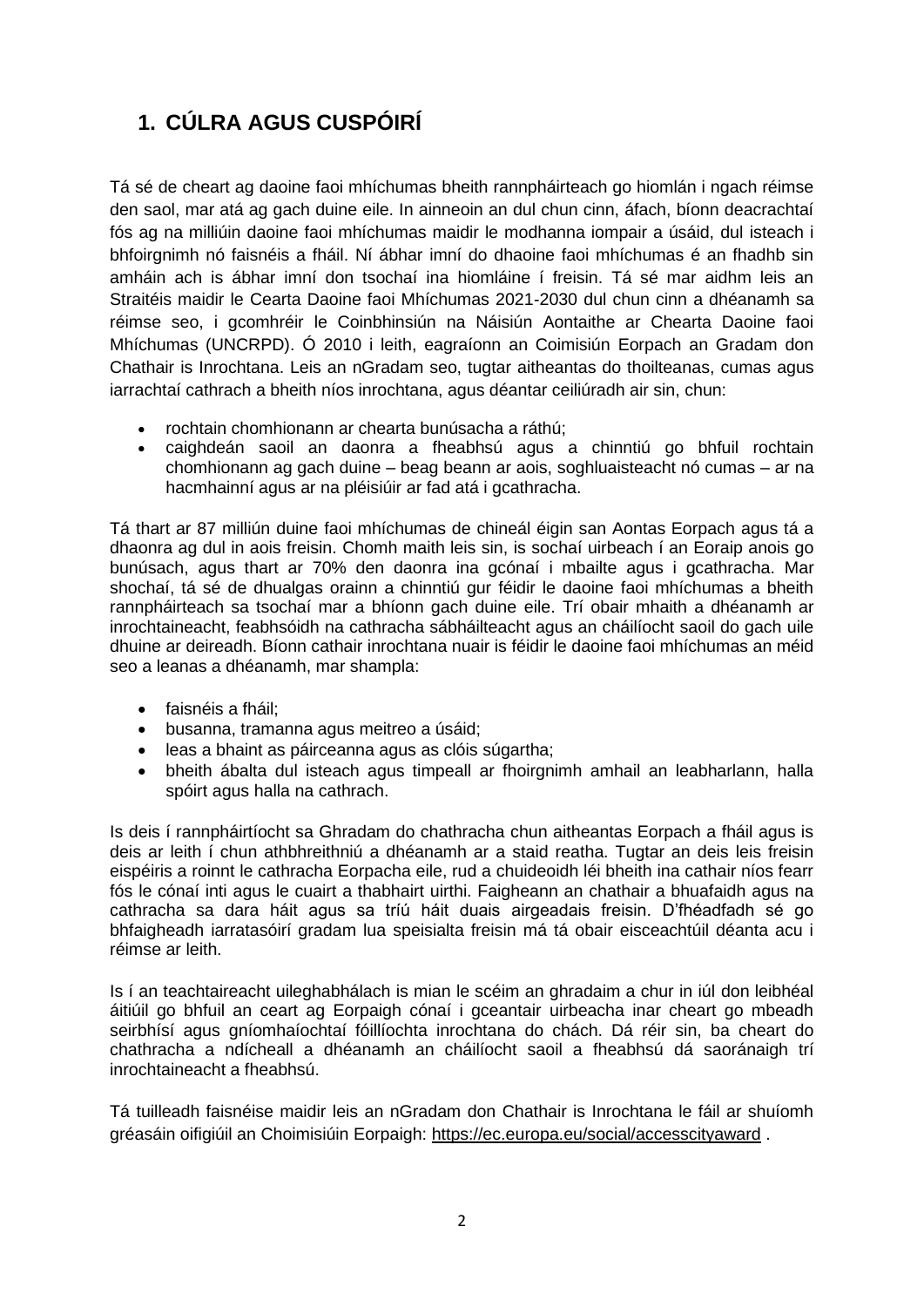# 1. CÚLRA AGUS CUSPÓIRÍ

Tá sé de cheart ag daoine faoi mhíchumas bheith rannpháirteach go hiomlán i ngach réimse den saol, mar atá ag gach duine eile. In ainneoin an dul chun cinn, áfach, bíonn deacrachtaí fós ag na milliúin daoine faoi mhíchumas maidir le modhanna iompair a úsáid, dul isteach i bhfoirgnimh nó faisnéis a fháil. Ní ábhar imní do dhaoine faoi mhíchumas é an fhadhb sin amháin ach is ábhar imní don tsochaí ina hiomláine í freisin. Tá sé mar aidhm leis an Straitéis maidir le Cearta Daoine faoi Mhíchumas 2021-2030 dul chun cinn a dhéanamh sa réimse seo, i gcomhréir le Coinbhinsiún na Náisiún Aontaithe ar Chearta Daoine faoi Mhíchumas (UNCRPD). Ó 2010 i leith, eagraíonn an Coimisiún Eorpach an Gradam don Chathair is Inrochtana. Leis an nGradam seo, tugtar aitheantas do thoilteanas, cumas agus iarrachtaí cathrach a bheith níos inrochtana, agus déantar ceiliúradh air sin, chun:

- rochtain chomhionann ar chearta bunúsacha a ráthú;
- caighdeán saoil an daonra a fheabhsú agus a chinntiú go bhfuil rochtain chomhionann ag gach duine – beag beann ar aois, soghluaisteacht nó cumas – ar na hacmhainní agus ar na pléisiúir ar fad atá i gcathracha.

Tá thart ar 87 milliún duine faoi mhíchumas de chineál éigin san Aontas Eorpach agus tá a dhaonra ag dul in aois freisin. Chomh maith leis sin, is sochaí uirbeach í an Eoraip anois go bunúsach, agus thart ar 70% den daonra ina gcónaí i mbailte agus i gcathracha. Mar shochaí, tá sé de dhualgas orainn a chinntiú gur féidir le daoine faoi mhíchumas a bheith rannpháirteach sa tsochaí mar a bhíonn gach duine eile. Trí obair mhaith a dhéanamh ar inrochtaineacht, feabhsóidh na cathracha sábháilteacht agus an cháilíocht saoil do gach uile dhuine ar deireadh. Bíonn cathair inrochtana nuair is féidir le daoine faoi mhíchumas an méid seo a leanas a dhéanamh, mar shampla:

- faisnéis a fháil;
- busanna, tramanna agus meitreo a úsáid;
- leas a bhaint as páirceanna agus as clóis súgartha;
- bheith ábalta dul isteach agus timpeall ar fhoirgnimh amhail an leabharlann, halla spóirt agus halla na cathrach.

Is deis í rannpháirtíocht sa Ghradam do chathracha chun aitheantas Eorpach a fháil agus is deis ar leith í chun athbhreithniú a dhéanamh ar a staid reatha. Tugtar an deis leis freisin eispéiris a roinnt le cathracha Eorpacha eile, rud a chuideoidh léi bheith ina cathair níos fearr fós le cónaí inti agus le cuairt a thabhairt uirthi. Faigheann an chathair a bhuafaidh agus na cathracha sa dara háit agus sa tríú háit duais airgeadais freisin. D'fhéadfadh sé go bhfaigheadh iarratasóirí gradam lua speisialta freisin má tá obair eisceachtúil déanta acu i réimse ar leith.

Is í an teachtaireacht uileghabhálach is mian le scéim an ghradaim a chur in iúl don leibhéal áitiúil go bhfuil an ceart ag Eorpaigh cónaí i gceantair uirbeacha inar cheart go mbeadh seirbhísí agus gníomhaíochtaí fóillíochta inrochtana do chách. Dá réir sin, ba cheart do chathracha a ndícheall a dhéanamh an cháilíocht saoil a fheabhsú dá saoránaigh trí inrochtaineacht a fheabhsú.

Tá tuilleadh faisnéise maidir leis an nGradam don Chathair is Inrochtana le fáil ar shuíomh gréasáin oifigiúil an Choimisiúin Eorpaigh: https://ec.europa.eu/social/accesscityaward .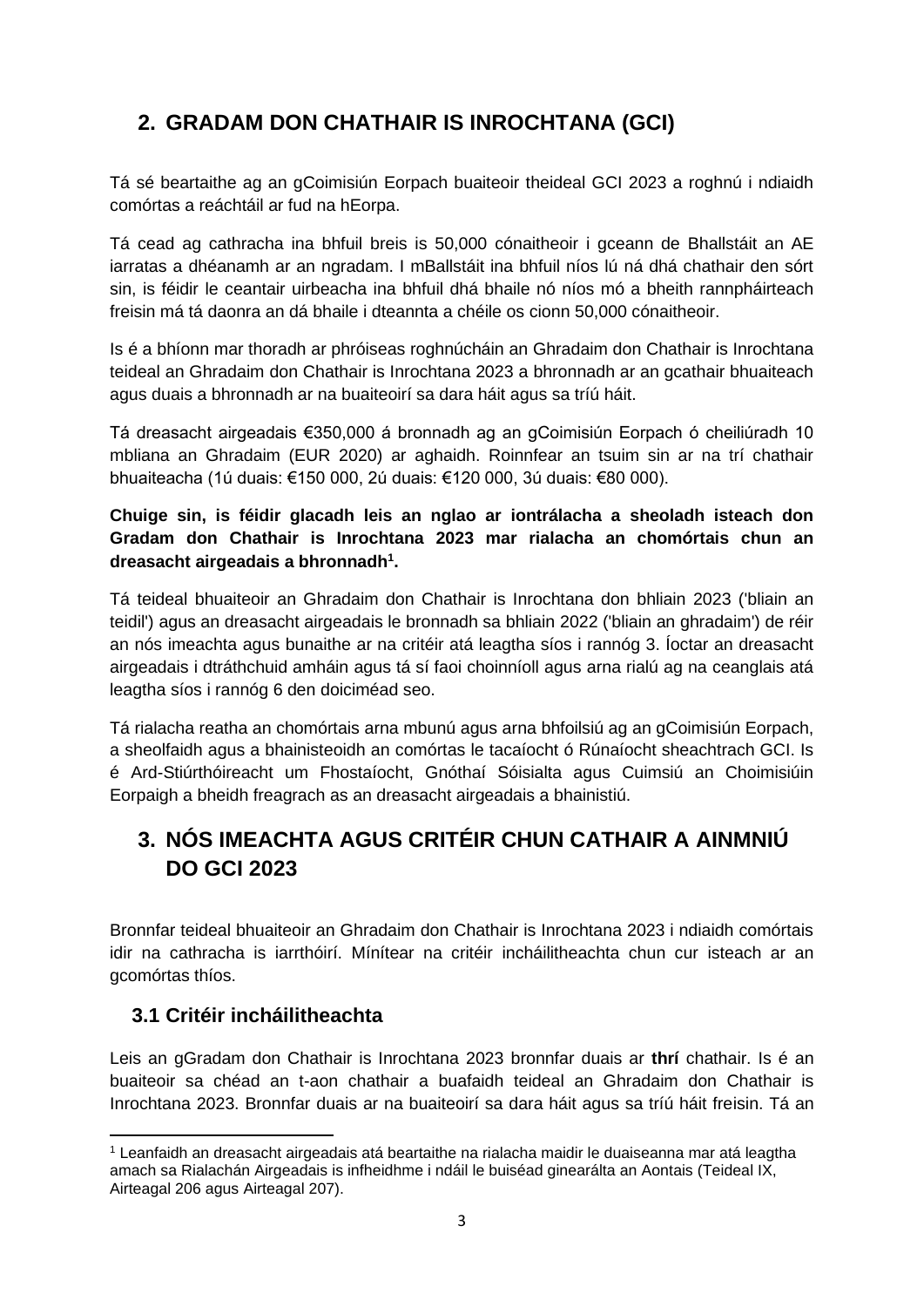## 2. GRADAM DON CHATHAIR IS INROCHTANA (GCI)

Tá sé beartaithe ag an gCoimisiún Eorpach buaiteoir theideal GCI 2023 a roghnú i ndiaidh comórtas a reáchtáil ar fud na hEorpa.

Tá cead ag cathracha ina bhfuil breis is 50,000 cónaitheoir i gceann de Bhallstáit an AE iarratas a dhéanamh ar an ngradam. I mBallstáit ina bhfuil níos lú ná dhá chathair den sórt sin, is féidir le ceantair uirbeacha ina bhfuil dhá bhaile nó níos mó a bheith rannpháirteach freisin má tá daonra an dá bhaile i dteannta a chéile os cionn 50,000 cónaitheoir.

Is é a bhíonn mar thoradh ar phróiseas roghnúcháin an Ghradaim don Chathair is Inrochtana teideal an Ghradaim don Chathair is Inrochtana 2023 a bhronnadh ar an gcathair bhuaiteach agus duais a bhronnadh ar na buaiteoirí sa dara háit agus sa tríú háit.

Tá dreasacht airgeadais €350,000 á bronnadh ag an gCoimisiún Eorpach ó cheiliúradh 10 mbliana an Ghradaim (EUR 2020) ar aghaidh. Roinnfear an tsuim sin ar na trí chathair bhuaiteacha (1ú duais: €150 000, 2ú duais: €120 000, 3ú duais: €80 000).

**Chuige sin, is féidir glacadh leis an nglao ar iontrálacha a sheoladh isteach don Gradam don Chathair is Inrochtana 2023 mar rialacha an chomórtais chun an dreasacht airgeadais a bhronnadh[1].**

Tá teideal bhuaiteoir an Ghradaim don Chathair is Inrochtana don bhliain 2023 ('bliain an teidil') agus an dreasacht airgeadais le bronnadh sa bhliain 2022 ('bliain an ghradaim') de réir an nós imeachta agus bunaithe ar na critéir atá leagtha síos i rannóg 3. Íoctar an dreasacht airgeadais i dtráthchuid amháin agus tá sí faoi choinníoll agus arna rialú ag na ceanglais atá leagtha síos i rannóg 6 den doiciméad seo.

Tá rialacha reatha an chomórtais arna mbunú agus arna bhfoilsiú ag an gCoimisiún Eorpach, a sheolfaidh agus a bhainisteoidh an comórtas le tacaíocht ó Rúnaíocht sheachtrach GCI. Is é Ard-Stiúrthóireacht um Fhostaíocht, Gnóthaí Sóisialta agus Cuimsiú an Choimisiúin Eorpaigh a bheidh freagrach as an dreasacht airgeadais a bhainistiú.

## 3. NÓS IMEACHTA AGUS CRITÉIR CHUN CATHAIR A AINMNIÚ DO GCI 2023

Bronnfar teideal bhuaiteoir an Ghradaim don Chathair is Inrochtana 2023 i ndiaidh comórtais idir na cathracha is iarrthóirí. Mínítear na critéir incháilitheachta chun cur isteach ar an gcomórtas thíos.

### 3.1 Critéir incháilitheachta

Leis an gGradam don Chathair is Inrochtana 2023 bronnfar duais ar **thrí** chathair. Is é an buaiteoir sa chéad an t-aon chathair a buafaidh teideal an Ghradaim don Chathair is Inrochtana 2023. Bronnfar duais ar na buaiteoirí sa dara háit agus sa tríú háit freisin. Tá an

[1] Leanfaidh an dreasacht airgeadais atá beartaithe na rialacha maidir le duaiseanna mar atá leagtha amach sa Rialachán Airgeadais is infheidhme i ndáil le buiséad ginearálta an Aontais (Teideal IX, Airteagal 206 agus Airteagal 207).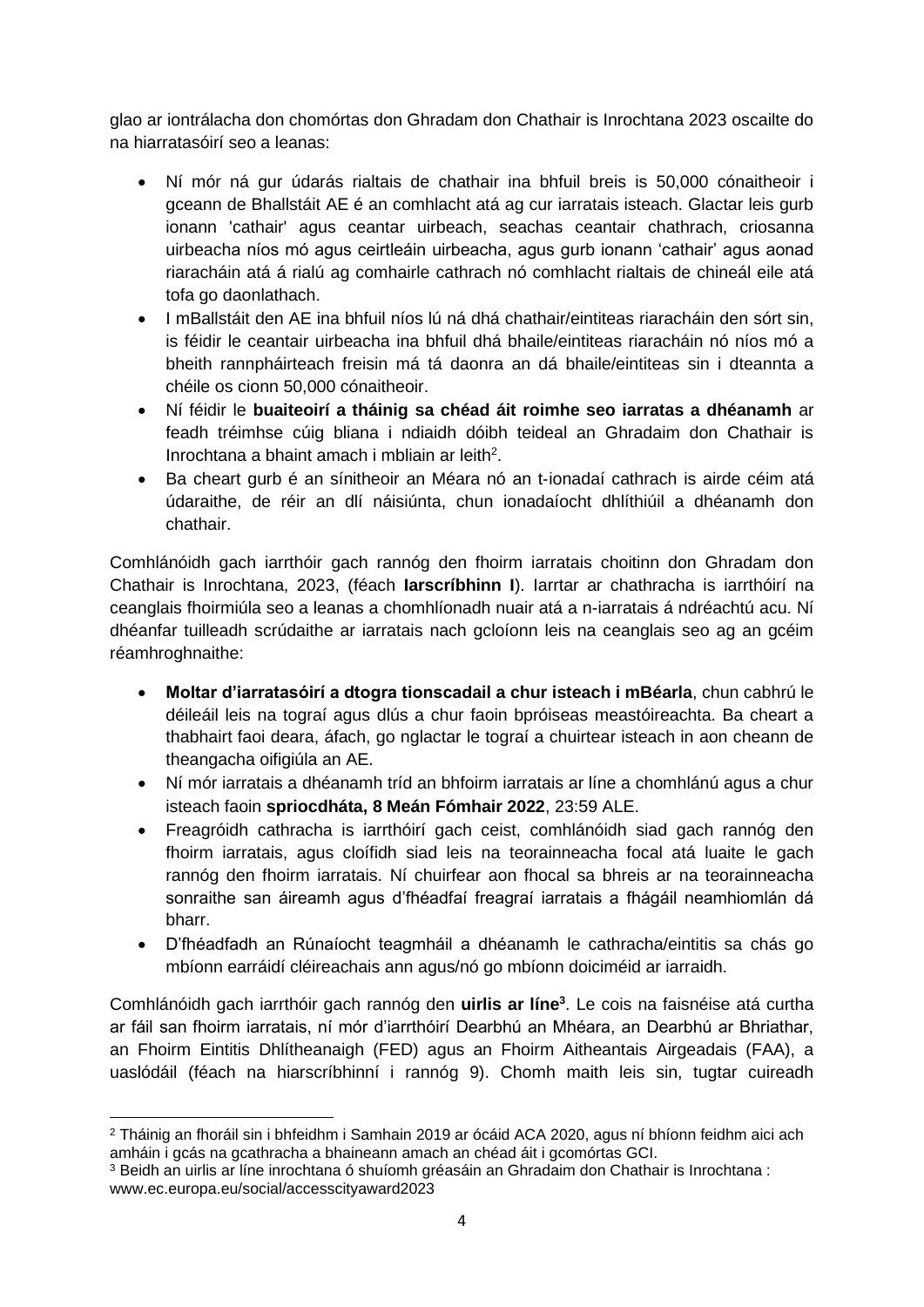glao ar iontrálacha don chomórtas don Ghradam don Chathair is Inrochtana 2023 oscailte do na hiarratasóirí seo a leanas:

- Ní mór ná gur údarás rialtais de chathair ina bhfuil breis is 50,000 cónaitheoir i gceann de Bhallstáit AE é an comhlacht atá ag cur iarratais isteach. Glactar leis gurb ionann 'cathair' agus ceantar uirbeach, seachas ceantair chathrach, criosanna uirbeacha níos mó agus ceirtleáin uirbeacha, agus gurb ionann 'cathair' agus aonad riaracháin atá á rialú ag comhairle cathrach nó comhlacht rialtais de chineál eile atá tofa go daonlathach.
- I mBallstáit den AE ina bhfuil níos lú ná dhá chathair/eintiteas riaracháin den sórt sin, is féidir le ceantair uirbeacha ina bhfuil dhá bhaile/eintiteas riaracháin nó níos mó a bheith rannpháirteach freisin má tá daonra an dá bhaile/eintiteas sin i dteannta a chéile os cionn 50,000 cónaitheoir.
- Ní féidir le **buaiteoirí a tháinig sa chéad áit roimhe seo iarratas a dhéanamh** ar feadh tréimhse cúig bliana i ndiaidh dóibh teideal an Ghradaim don Chathair is Inrochtana a bhaint amach i mbliain ar leith[2].
- Ba cheart gurb é an sínitheoir an Méara nó an t-ionadaí cathrach is airde céim atá údaraithe, de réir an dlí náisiúnta, chun ionadaíocht dhlíthiúil a dhéanamh don chathair.

Comhlánóidh gach iarrthóir gach rannóg den fhoirm iarratais choitinn don Ghradam don Chathair is Inrochtana, 2023, (féach **Iarscríbhinn I**). Iarrtar ar chathracha is iarrthóirí na ceanglais fhoirmiúla seo a leanas a chomhlíonadh nuair atá a n-iarratais á ndréachtú acu. Ní dhéanfar tuilleadh scrúdaithe ar iarratais nach gcloíonn leis na ceanglais seo ag an gcéim réamhroghnaithe:

- **Moltar d'iarratasóirí a dtogra tionscadail a chur isteach i mBéarla**, chun cabhrú le déileáil leis na tograí agus dlús a chur faoin bpróiseas meastóireachta. Ba cheart a thabhairt faoi deara, áfach, go nglactar le tograí a chuirtear isteach in aon cheann de theangacha oifigiúla an AE.
- Ní mór iarratais a dhéanamh tríd an bhfoirm iarratais ar líne a chomhlánú agus a chur isteach faoin **spriocdháta, 8 Meán Fómhair 2022**, 23:59 ALE.
- Freagróidh cathracha is iarrthóirí gach ceist, comhlánóidh siad gach rannóg den fhoirm iarratais, agus cloífidh siad leis na teorainneacha focal atá luaite le gach rannóg den fhoirm iarratais. Ní chuirfear aon fhocal sa bhreis ar na teorainneacha sonraithe san áireamh agus d'fhéadfaí freagraí iarratais a fhágáil neamhiomlán dá bharr.
- D'fhéadfadh an Rúnaíocht teagmháil a dhéanamh le cathracha/eintitis sa chás go mbíonn earráidí cléireachais ann agus/nó go mbíonn doiciméid ar iarraidh.

Comhlánóidh gach iarrthóir gach rannóg den **uirlis ar líne**[3]. Le cois na faisnéise atá curtha ar fáil san fhoirm iarratais, ní mór d'iarrthóirí Dearbhú an Mhéara, an Dearbhú ar Bhriathar, an Fhoirm Eintitis Dhlítheanaigh (FED) agus an Fhoirm Aitheantais Airgeadais (FAA), a uaslódáil (féach na hiarscríbhinní i rannóg 9). Chomh maith leis sin, tugtar cuireadh

[2] Tháinig an fhoráil sin i bhfeidhm i Samhain 2019 ar ócáid ACA 2020, agus ní bhíonn feidhm aici ach amháin i gcás na gcathracha a bhaineann amach an chéad áit i gcomórtas GCI.

[3] Beidh an uirlis ar líne inrochtana ó shuíomh gréasáin an Ghradaim don Chathair is Inrochtana : www.ec.europa.eu/social/accesscityaward2023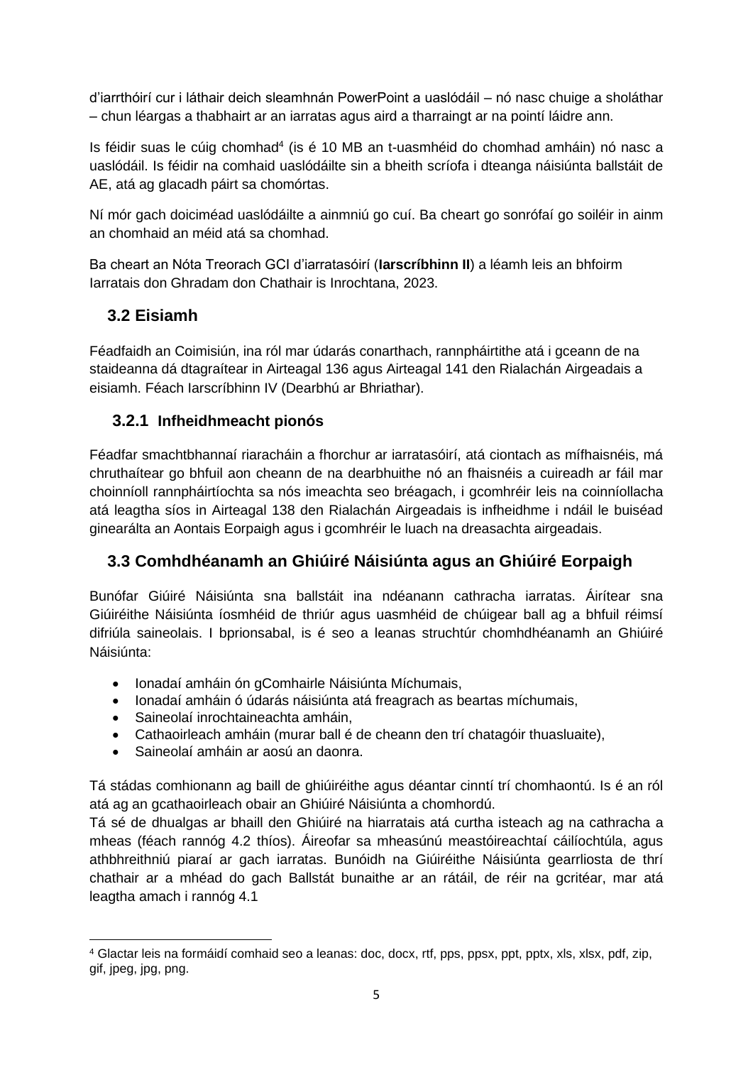d'iarrthóirí cur i láthair deich sleamhnán PowerPoint a uaslódáil – nó nasc chuige a sholáthar – chun léargas a thabhairt ar an iarratas agus aird a tharraingt ar na pointí láidre ann.

Is féidir suas le cúig chomhad[4] (is é 10 MB an t-uasmhéid do chomhad amháin) nó nasc a uaslódáil. Is féidir na comhaid uaslódáilte sin a bheith scríofa i dteanga náisiúnta ballstáit de AE, atá ag glacadh páirt sa chomórtas.

Ní mór gach doiciméad uaslódáilte a ainmniú go cuí. Ba cheart go sonrófaí go soiléir in ainm an chomhaid an méid atá sa chomhad.

Ba cheart an Nóta Treorach GCI d'iarratasóirí (**Iarscríbhinn II**) a léamh leis an bhfoirm Iarratais don Ghradam don Chathair is Inrochtana, 2023.

## 3.2 Eisiamh

Féadfaidh an Coimisiún, ina ról mar údarás conarthach, rannpháirtithe atá i gceann de na staideanna dá dtagraítear in Airteagal 136 agus Airteagal 141 den Rialachán Airgeadais a eisiamh. Féach Iarscríbhinn IV (Dearbhú ar Bhriathar).

### 3.2.1 Infheidhmeacht pionós

Féadfar smachtbhannaí riaracháin a fhorchur ar iarratasóirí, atá ciontach as mífhaisnéis, má chruthaítear go bhfuil aon cheann de na dearbhuithe nó an fhaisnéis a cuireadh ar fáil mar choinníoll rannpháirtíochta sa nós imeachta seo bréagach, i gcomhréir leis na coinníollacha atá leagtha síos in Airteagal 138 den Rialachán Airgeadais is infheidhme i ndáil le buiséad ginearálta an Aontais Eorpaigh agus i gcomhréir le luach na dreasachta airgeadais.

## 3.3 Comhdhéanamh an Ghiúiré Náisiúnta agus an Ghiúiré Eorpaigh

Bunófar Giúiré Náisiúnta sna ballstáit ina ndéanann cathracha iarratas. Áirítear sna Giúiréithe Náisiúnta íosmhéid de thriúr agus uasmhéid de chúigear ball ag a bhfuil réimsí difriúla saineolais. I bprionsabal, is é seo a leanas struchtúr chomhdhéanamh an Ghiúiré Náisiúnta:

- Ionadaí amháin ón gComhairle Náisiúnta Míchumais,
- Ionadaí amháin ó údarás náisiúnta atá freagrach as beartas míchumais,
- Saineolaí inrochtaineachta amháin,
- Cathaoirleach amháin (murar ball é de cheann den trí chatagóir thuasluaite),
- Saineolaí amháin ar aosú an daonra.

Tá stádas comhionann ag baill de ghiúiréithe agus déantar cinntí trí chomhaontú. Is é an ról atá ag an gcathaoirleach obair an Ghiúiré Náisiúnta a chomhordú.
Tá sé de dhualgas ar bhaill den Ghiúiré na hiarratais atá curtha isteach ag na cathracha a mheas (féach rannóg 4.2 thíos). Áireofar sa mheasúnú meastóireachtaí cáilíochtúla, agus athbhreithniú piaraí ar gach iarratas. Bunóidh na Giúiréithe Náisiúnta gearrliosta de thrí chathair ar a mhéad do gach Ballstát bunaithe ar an rátáil, de réir na gcritéar, mar atá leagtha amach i rannóg 4.1

[4] Glactar leis na formáidí comhaid seo a leanas: doc, docx, rtf, pps, ppsx, ppt, pptx, xls, xlsx, pdf, zip, gif, jpeg, jpg, png.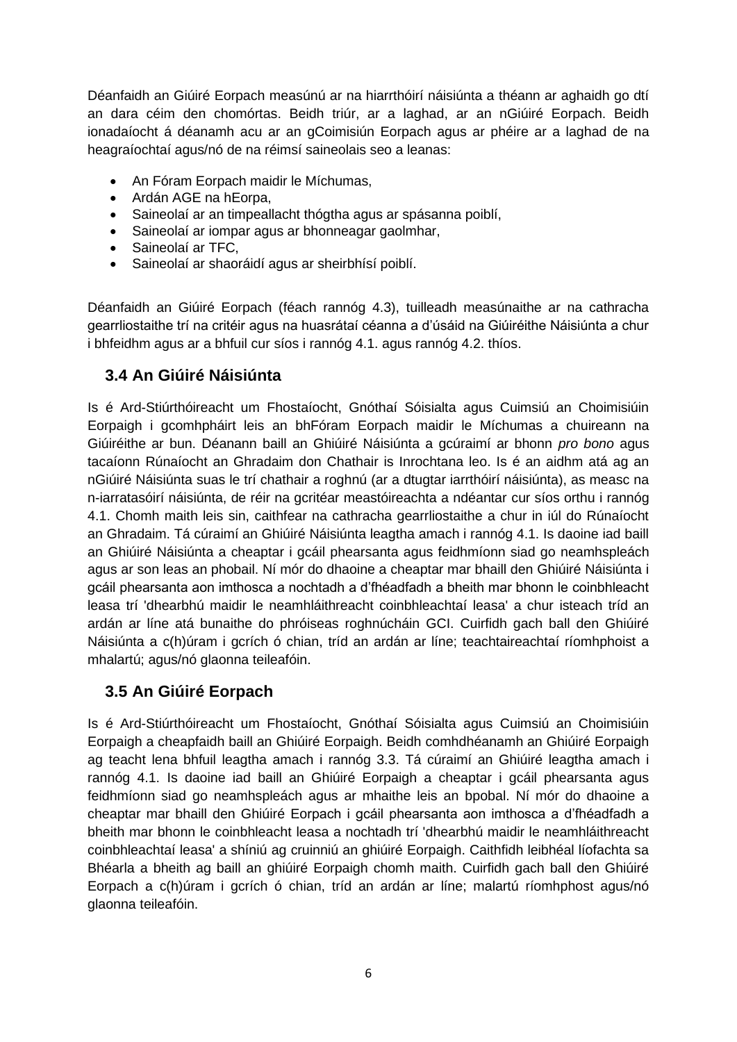Déanfaidh an Giúiré Eorpach measúnú ar na hiarrthóirí náisiúnta a théann ar aghaidh go dtí an dara céim den chomórtas. Beidh triúr, ar a laghad, ar an nGiúiré Eorpach. Beidh ionadaíocht á déanamh acu ar an gCoimisiún Eorpach agus ar phéire ar a laghad de na heagraíochtaí agus/nó de na réimsí saineolais seo a leanas:

- An Fóram Eorpach maidir le Míchumas,
- Ardán AGE na hEorpa,
- Saineolaí ar an timpeallacht thógtha agus ar spásanna poiblí,
- Saineolaí ar iompar agus ar bhonneagar gaolmhar,
- Saineolaí ar TFC,
- Saineolaí ar shaoráidí agus ar sheirbhísí poiblí.

Déanfaidh an Giúiré Eorpach (féach rannóg 4.3), tuilleadh measúnaithe ar na cathracha gearrliostaithe trí na critéir agus na huasrátaí céanna a d'úsáid na Giúiréithe Náisiúnta a chur i bhfeidhm agus ar a bhfuil cur síos i rannóg 4.1. agus rannóg 4.2. thíos.

## 3.4 An Giúiré Náisiúnta

Is é Ard-Stiúrthóireacht um Fhostaíocht, Gnóthaí Sóisialta agus Cuimsiú an Choimisiúin Eorpaigh i gcomhpháirt leis an bhFóram Eorpach maidir le Míchumas a chuireann na Giúiréithe ar bun. Déanann baill an Ghiúiré Náisiúnta a gcúraimí ar bhonn *pro bono* agus tacaíonn Rúnaíocht an Ghradaim don Chathair is Inrochtana leo. Is é an aidhm atá ag an nGiúiré Náisiúnta suas le trí chathair a roghnú (ar a dtugtar iarrthóirí náisiúnta), as measc na n-iarratasóirí náisiúnta, de réir na gcritéar meastóireachta a ndéantar cur síos orthu i rannóg 4.1. Chomh maith leis sin, caithfear na cathracha gearrliostaithe a chur in iúl do Rúnaíocht an Ghradaim. Tá cúraimí an Ghiúiré Náisiúnta leagtha amach i rannóg 4.1. Is daoine iad baill an Ghiúiré Náisiúnta a cheaptar i gcáil phearsanta agus feidhmíonn siad go neamhspleách agus ar son leas an phobail. Ní mór do dhaoine a cheaptar mar bhaill den Ghiúiré Náisiúnta i gcáil phearsanta aon imthosca a nochtadh a d'fhéadfadh a bheith mar bhonn le coinbhleacht leasa trí 'dhearbhú maidir le neamhláithreacht coinbhleachtaí leasa' a chur isteach tríd an ardán ar líne atá bunaithe do phróiseas roghnúcháin GCI. Cuirfidh gach ball den Ghiúiré Náisiúnta a c(h)úram i gcrích ó chian, tríd an ardán ar líne; teachtaireachtaí ríomhphoist a mhalartú; agus/nó glaonna teileafóin.

## 3.5 An Giúiré Eorpach

Is é Ard-Stiúrthóireacht um Fhostaíocht, Gnóthaí Sóisialta agus Cuimsiú an Choimisiúin Eorpaigh a cheapfaidh baill an Ghiúiré Eorpaigh. Beidh comhdhéanamh an Ghiúiré Eorpaigh ag teacht lena bhfuil leagtha amach i rannóg 3.3. Tá cúraimí an Ghiúiré leagtha amach i rannóg 4.1. Is daoine iad baill an Ghiúiré Eorpaigh a cheaptar i gcáil phearsanta agus feidhmíonn siad go neamhspleách agus ar mhaithe leis an bpobal. Ní mór do dhaoine a cheaptar mar bhaill den Ghiúiré Eorpach i gcáil phearsanta aon imthosca a d'fhéadfadh a bheith mar bhonn le coinbhleacht leasa a nochtadh trí 'dhearbhú maidir le neamhláithreacht coinbhleachtaí leasa' a shíniú ag cruinniú an ghiúiré Eorpaigh. Caithfidh leibhéal líofachta sa Bhéarla a bheith ag baill an ghiúiré Eorpaigh chomh maith. Cuirfidh gach ball den Ghiúiré Eorpach a c(h)úram i gcrích ó chian, tríd an ardán ar líne; malartú ríomhphost agus/nó glaonna teileafóin.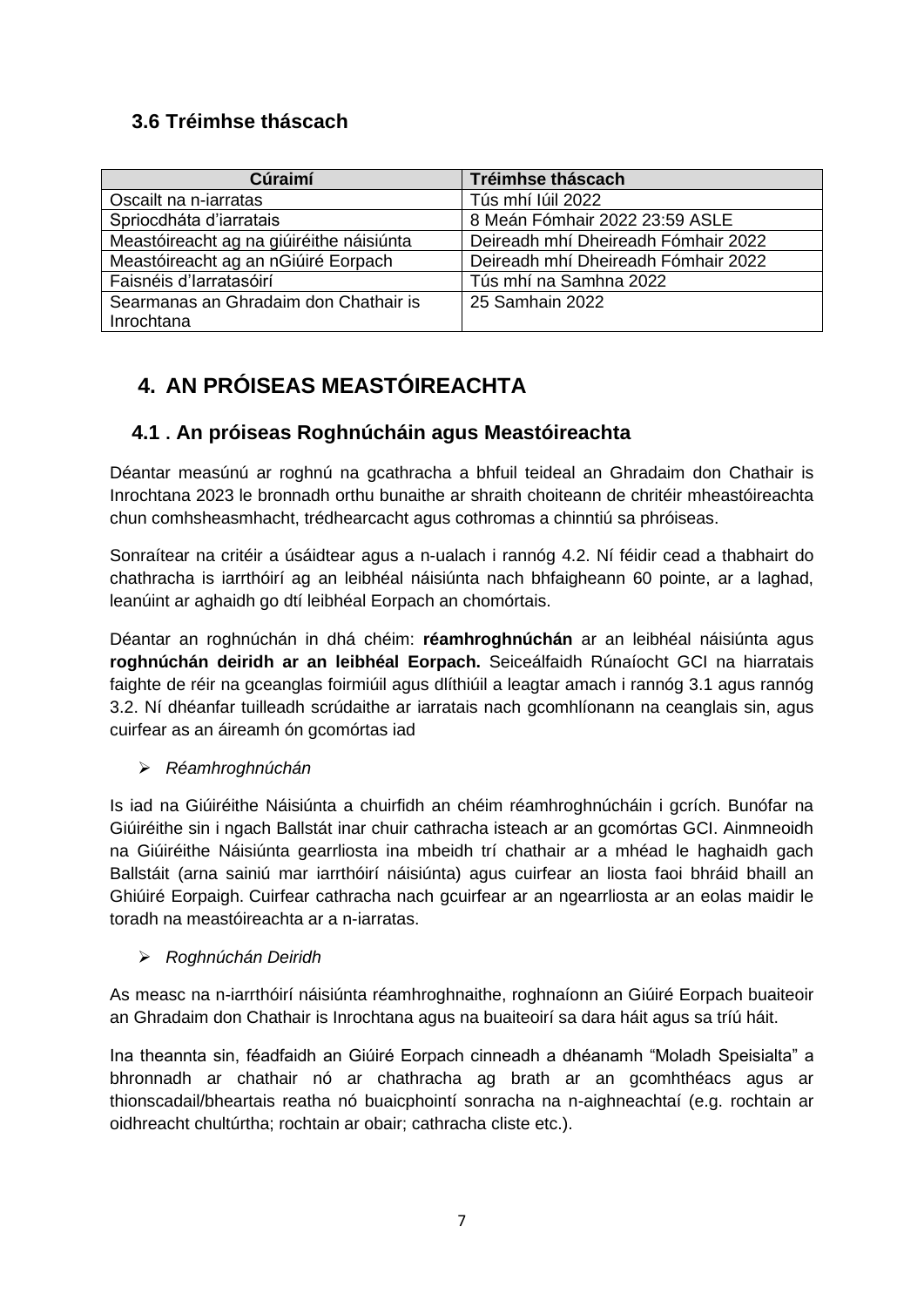### 3.6 Tréimhse tháscach

| Cúraimí | Tréimhse tháscach |
|---|---|
| Oscailt na n-iarratas | Tús mhí Iúil 2022 |
| Spriocdháta d'iarratais | 8 Meán Fómhair 2022 23:59 ASLE |
| Meastóireacht ag na giúiréithe náisiúnta | Deireadh mhí Dheireadh Fómhair 2022 |
| Meastóireacht ag an nGiúiré Eorpach | Deireadh mhí Dheireadh Fómhair 2022 |
| Faisnéis d'Iarratasóirí | Tús mhí na Samhna 2022 |
| Searmanas an Ghradaim don Chathair is Inrochtana | 25 Samhain 2022 |

## 4. AN PRÓISEAS MEASTÓIREACHTA

### 4.1 . An próiseas Roghnúcháin agus Meastóireachta

Déantar measúnú ar roghnú na gcathracha a bhfuil teideal an Ghradaim don Chathair is Inrochtana 2023 le bronnadh orthu bunaithe ar shraith choiteann de chritéir mheastóireachta chun comhsheasmhacht, trédhearcacht agus cothromas a chinntiú sa phróiseas.

Sonraítear na critéir a úsáidtear agus a n-ualach i rannóg 4.2. Ní féidir cead a thabhairt do chathracha is iarrthóirí ag an leibhéal náisiúnta nach bhfaigheann 60 pointe, ar a laghad, leanúint ar aghaidh go dtí leibhéal Eorpach an chomórtais.

Déantar an roghnúchán in dhá chéim: **réamhroghnúchán** ar an leibhéal náisiúnta agus **roghnúchán deiridh ar an leibhéal Eorpach.** Seiceálfaidh Rúnaíocht GCI na hiarratais faighte de réir na gceanglas foirmiúil agus dlíthiúil a leagtar amach i rannóg 3.1 agus rannóg 3.2. Ní dhéanfar tuilleadh scrúdaithe ar iarratais nach gcomhlíonann na ceanglais sin, agus cuirfear as an áireamh ón gcomórtas iad

- *Réamhroghnúchán*

Is iad na Giúiréithe Náisiúnta a chuirfidh an chéim réamhroghnúcháin i gcrích. Bunófar na Giúiréithe sin i ngach Ballstát inar chuir cathracha isteach ar an gcomórtas GCI. Ainmneoidh na Giúiréithe Náisiúnta gearrliosta ina mbeidh trí chathair ar a mhéad le haghaidh gach Ballstáit (arna sainiú mar iarrthóirí náisiúnta) agus cuirfear an liosta faoi bhráid bhaill an Ghiúiré Eorpaigh. Cuirfear cathracha nach gcuirfear ar an ngearrliosta ar an eolas maidir le toradh na meastóireachta ar a n-iarratas.

- *Roghnúchán Deiridh*

As measc na n-iarrthóirí náisiúnta réamhroghnaithe, roghnaíonn an Giúiré Eorpach buaiteoir an Ghradaim don Chathair is Inrochtana agus na buaiteoirí sa dara háit agus sa tríú háit.

Ina theannta sin, féadfaidh an Giúiré Eorpach cinneadh a dhéanamh "Moladh Speisialta" a bhronnadh ar chathair nó ar chathracha ag brath ar an gcomhthéacs agus ar thionscadail/bheartais reatha nó buaicphointí sonracha na n-aighneachtaí (e.g. rochtain ar oidhreacht chultúrtha; rochtain ar obair; cathracha cliste etc.).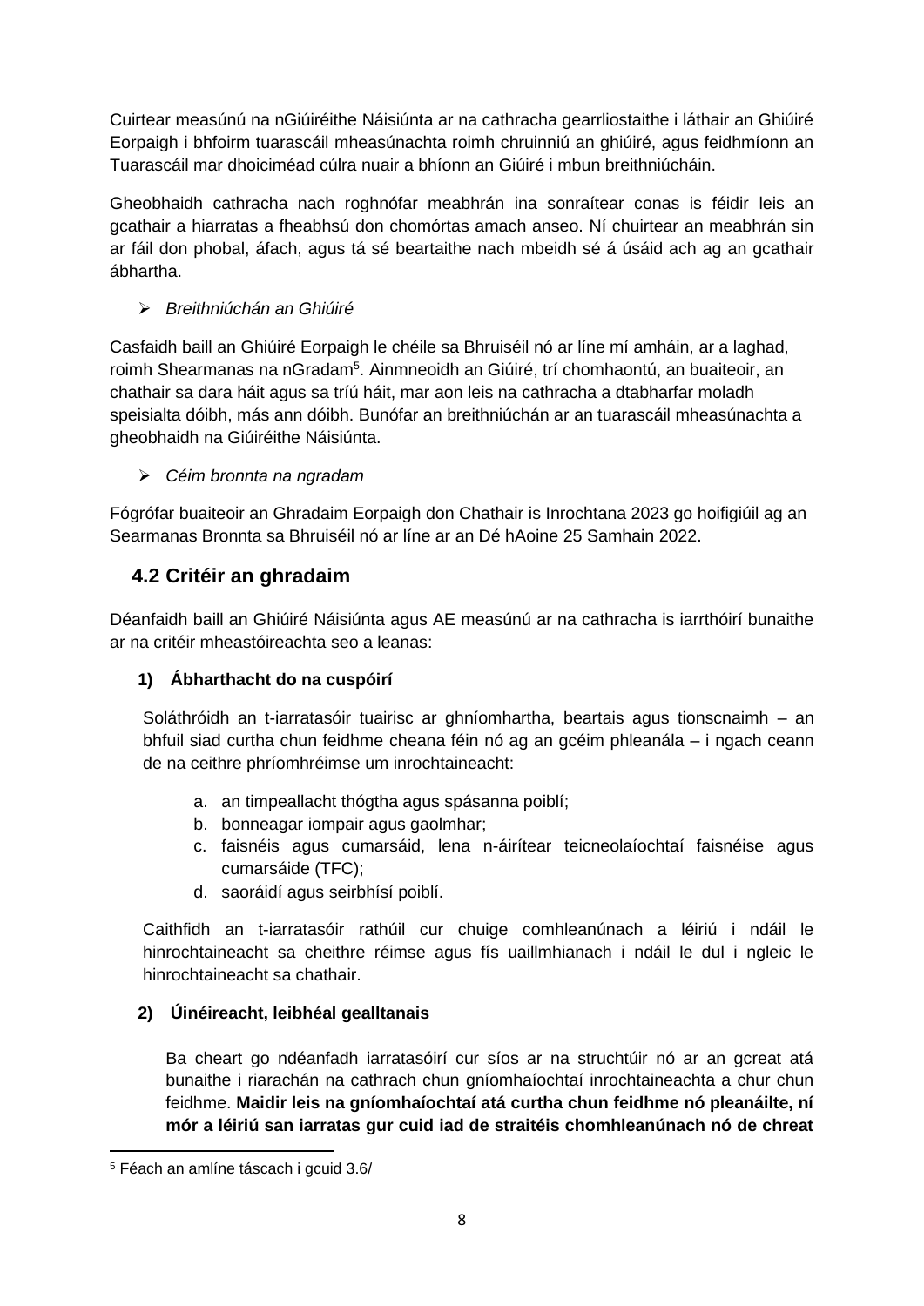Cuirtear measúnú na nGiúiréithe Náisiúnta ar na cathracha gearrliostaithe i láthair an Ghiúiré Eorpaigh i bhfoirm tuarascáil mheasúnachta roimh chruinniú an ghiúiré, agus feidhmíonn an Tuarascáil mar dhoiciméad cúlra nuair a bhíonn an Giúiré i mbun breithniúcháin.

Gheobhaidh cathracha nach roghnófar meabhrán ina sonraítear conas is féidir leis an gcathair a hiarratas a fheabhsú don chomórtas amach anseo. Ní chuirtear an meabhrán sin ar fáil don phobal, áfach, agus tá sé beartaithe nach mbeidh sé á úsáid ach ag an gcathair ábhartha.

- *Breithniúchán an Ghiúiré*

Casfaidh baill an Ghiúiré Eorpaigh le chéile sa Bhruiséil nó ar líne mí amháin, ar a laghad, roimh Shearmanas na nGradam[5]. Ainmneoidh an Giúiré, trí chomhaontú, an buaiteoir, an chathair sa dara háit agus sa tríú háit, mar aon leis na cathracha a dtabharfar moladh speisialta dóibh, más ann dóibh. Bunófar an breithniúchán ar an tuarascáil mheasúnachta a gheobhaidh na Giúiréithe Náisiúnta.

- *Céim bronnta na ngradam*

Fógrófar buaiteoir an Ghradaim Eorpaigh don Chathair is Inrochtana 2023 go hoifigiúil ag an Searmanas Bronnta sa Bhruiséil nó ar líne ar an Dé hAoine 25 Samhain 2022.

## 4.2 Critéir an ghradaim

Déanfaidh baill an Ghiúiré Náisiúnta agus AE measúnú ar na cathracha is iarrthóirí bunaithe ar na critéir mheastóireachta seo a leanas:

**1) Ábharthacht do na cuspóirí**

Soláthróidh an t-iarratasóir tuairisc ar ghníomhartha, beartais agus tionscnaimh – an bhfuil siad curtha chun feidhme cheana féin nó ag an gcéim phleanála – i ngach ceann de na ceithre phríomhréimse um inrochtaineacht:

a. an timpeallacht thógtha agus spásanna poiblí;
b. bonneagar iompair agus gaolmhar;
c. faisnéis agus cumarsáid, lena n-áirítear teicneolaíochtaí faisnéise agus cumarsáide (TFC);
d. saoráidí agus seirbhísí poiblí.

Caithfidh an t-iarratasóir rathúil cur chuige comhleanúnach a léiriú i ndáil le hinrochtaineacht sa cheithre réimse agus fís uaillmhianach i ndáil le dul i ngleic le hinrochtaineacht sa chathair.

**2) Úinéireacht, leibhéal gealltanais**

Ba cheart go ndéanfadh iarratasóirí cur síos ar na struchtúir nó ar an gcreat atá bunaithe i riarachán na cathrach chun gníomhaíochtaí inrochtaineachta a chur chun feidhme. **Maidir leis na gníomhaíochtaí atá curtha chun feidhme nó pleanáilte, ní mór a léiriú san iarratas gur cuid iad de straitéis chomhleanúnach nó de chreat**

[5] Féach an amlíne táscach i gcuid 3.6/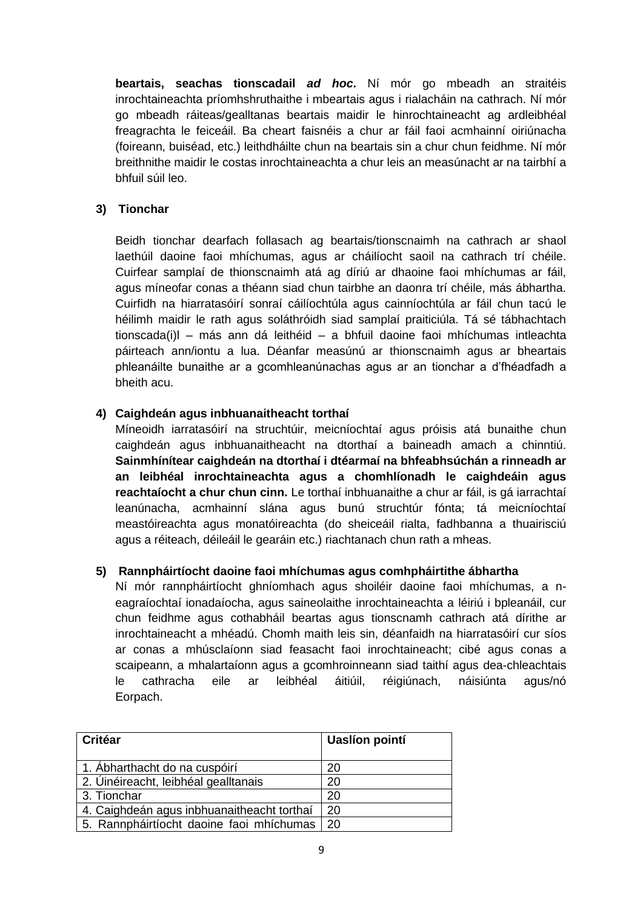**beartais, seachas tionscadail *ad hoc*.** Ní mór go mbeadh an straitéis inrochtaineachta príomhshruthaithe i mbeartais agus i rialacháin na cathrach. Ní mór go mbeadh ráiteas/gealltanas beartais maidir le hinrochtaineacht ag ardleibhéal freagrachta le feiceáil. Ba cheart faisnéis a chur ar fáil faoi acmhainní oiriúnacha (foireann, buiséad, etc.) leithdháilte chun na beartais sin a chur chun feidhme. Ní mór breithnithe maidir le costas inrochtaineachta a chur leis an measúnacht ar na tairbhí a bhfuil súil leo.

**3) Tionchar**

Beidh tionchar dearfach follasach ag beartais/tionscnaimh na cathrach ar shaol laethúil daoine faoi mhíchumas, agus ar cháilíocht saoil na cathrach trí chéile. Cuirfear samplaí de thionscnaimh atá ag díriú ar dhaoine faoi mhíchumas ar fáil, agus míneofar conas a théann siad chun tairbhe an daonra trí chéile, más ábhartha. Cuirfidh na hiarratasóirí sonraí cáilíochtúla agus cainníochtúla ar fáil chun tacú le héilimh maidir le rath agus soláthróidh siad samplaí praiticiúla. Tá sé tábhachtach tionscada(i)l – más ann dá leithéid – a bhfuil daoine faoi mhíchumas intleachta páirteach ann/iontu a lua. Déanfar measúnú ar thionscnaimh agus ar bheartais phleanáilte bunaithe ar a gcomhleanúnachas agus ar an tionchar a d'fhéadfadh a bheith acu.

**4) Caighdeán agus inbhuanaitheacht torthaí**

Míneoidh iarratasóirí na struchtúir, meicníochtaí agus próisis atá bunaithe chun caighdeán agus inbhuanaitheacht na dtorthaí a baineadh amach a chinntiú. **Sainmhínítear caighdeán na dtorthaí i dtéarmaí na bhfeabhsúchán a rinneadh ar an leibhéal inrochtaineachta agus a chomhlíonadh le caighdeáin agus reachtaíocht a chur chun cinn.** Le torthaí inbhuanaithe a chur ar fáil, is gá iarrachtaí leanúnacha, acmhainní slána agus bunú struchtúr fónta; tá meicníochtaí meastóireachta agus monatóireachta (do sheiceáil rialta, fadhbanna a thuairisciú agus a réiteach, déileáil le gearáin etc.) riachtanach chun rath a mheas.

**5) Rannpháirtíocht daoine faoi mhíchumas agus comhpháirtithe ábhartha**

Ní mór rannpháirtíocht ghníomhach agus shoiléir daoine faoi mhíchumas, a n-eagraíochtaí ionadaíocha, agus saineolaithe inrochtaineachta a léiriú i bpleanáil, cur chun feidhme agus cothabháil beartas agus tionscnamh cathrach atá dírithe ar inrochtaineacht a mhéadú. Chomh maith leis sin, déanfaidh na hiarratasóirí cur síos ar conas a mhúsclaíonn siad feasacht faoi inrochtaineacht; cibé agus conas a scaipeann, a mhalartaíonn agus a gcomhroinneann siad taithí agus dea-chleachtais le cathracha eile ar leibhéal áitiúil, réigiúnach, náisiúnta agus/nó Eorpach.

| Critéar | Uaslíon pointí |
|---|---|
| 1. Ábharthacht do na cuspóirí | 20 |
| 2. Úinéireacht, leibhéal gealltanais | 20 |
| 3. Tionchar | 20 |
| 4. Caighdeán agus inbhuanaitheacht torthaí | 20 |
| 5. Rannpháirtíocht daoine faoi mhíchumas | 20 |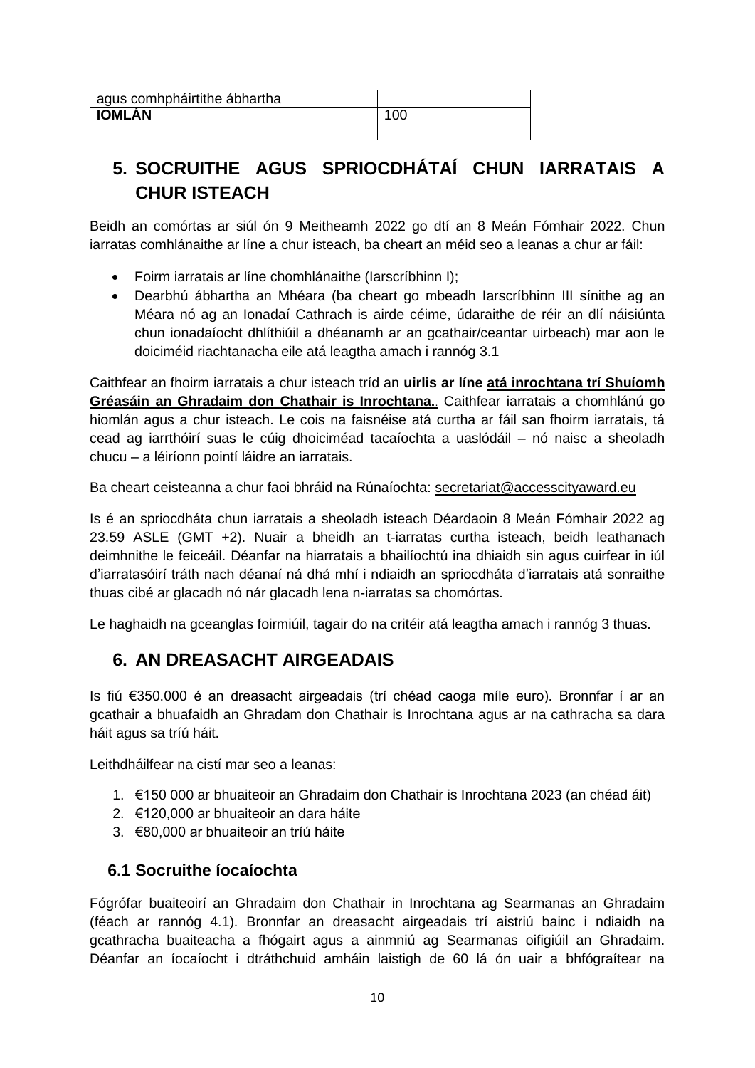| agus comhpháirtithe ábhartha | |
| --- | --- |
| **IOMLÁN** | 100 |

## 5. SOCRUITHE AGUS SPRIOCDHÁTAÍ CHUN IARRATAIS A CHUR ISTEACH

Beidh an comórtas ar siúl ón 9 Meitheamh 2022 go dtí an 8 Meán Fómhair 2022. Chun iarratas comhlánaithe ar líne a chur isteach, ba cheart an méid seo a leanas a chur ar fáil:

- Foirm iarratais ar líne chomhlánaithe (Iarscríbhinn I);
- Dearbhú ábhartha an Mhéara (ba cheart go mbeadh Iarscríbhinn III sínithe ag an Méara nó ag an Ionadaí Cathrach is airde céime, údaraithe de réir an dlí náisiúnta chun ionadaíocht dhlíthiúil a dhéanamh ar an gcathair/ceantar uirbeach) mar aon le doiciméid riachtanacha eile atá leagtha amach i rannóg 3.1

Caithfear an fhoirm iarratais a chur isteach tríd an **uirlis ar líne atá inrochtana trí Shuíomh Gréasáin an Ghradaim don Chathair is Inrochtana.**. Caithfear iarratais a chomhlánú go hiomlán agus a chur isteach. Le cois na faisnéise atá curtha ar fáil san fhoirm iarratais, tá cead ag iarrthóirí suas le cúig dhoiciméad tacaíochta a uaslódáil – nó naisc a sheoladh chucu – a léiríonn pointí láidre an iarratais.

Ba cheart ceisteanna a chur faoi bhráid na Rúnaíochta: secretariat@accesscityaward.eu

Is é an spriocdháta chun iarratais a sheoladh isteach Déardaoin 8 Meán Fómhair 2022 ag 23.59 ASLE (GMT +2). Nuair a bheidh an t-iarratas curtha isteach, beidh leathanach deimhnithe le feiceáil. Déanfar na hiarratais a bhailíochtú ina dhiaidh sin agus cuirfear in iúl d'iarratasóirí tráth nach déanaí ná dhá mhí i ndiaidh an spriocdháta d'iarratais atá sonraithe thuas cibé ar glacadh nó nár glacadh lena n-iarratas sa chomórtas.

Le haghaidh na gceanglas foirmiúil, tagair do na critéir atá leagtha amach i rannóg 3 thuas.

## 6. AN DREASACHT AIRGEADAIS

Is fiú €350.000 é an dreasacht airgeadais (trí chéad caoga míle euro). Bronnfar í ar an gcathair a bhuafaidh an Ghradam don Chathair is Inrochtana agus ar na cathracha sa dara háit agus sa tríú háit.

Leithdháilfear na cistí mar seo a leanas:

1. €150 000 ar bhuaiteoir an Ghradaim don Chathair is Inrochtana 2023 (an chéad áit)
2. €120,000 ar bhuaiteoir an dara háite
3. €80,000 ar bhuaiteoir an tríú háite

### 6.1 Socruithe íocaíochta

Fógrófar buaiteoirí an Ghradaim don Chathair in Inrochtana ag Searmanas an Ghradaim (féach ar rannóg 4.1). Bronnfar an dreasacht airgeadais trí aistriú bainc i ndiaidh na gcathracha buaiteacha a fhógairt agus a ainmniú ag Searmanas oifigiúil an Ghradaim. Déanfar an íocaíocht i dtráthchuid amháin laistigh de 60 lá ón uair a bhfógraítear na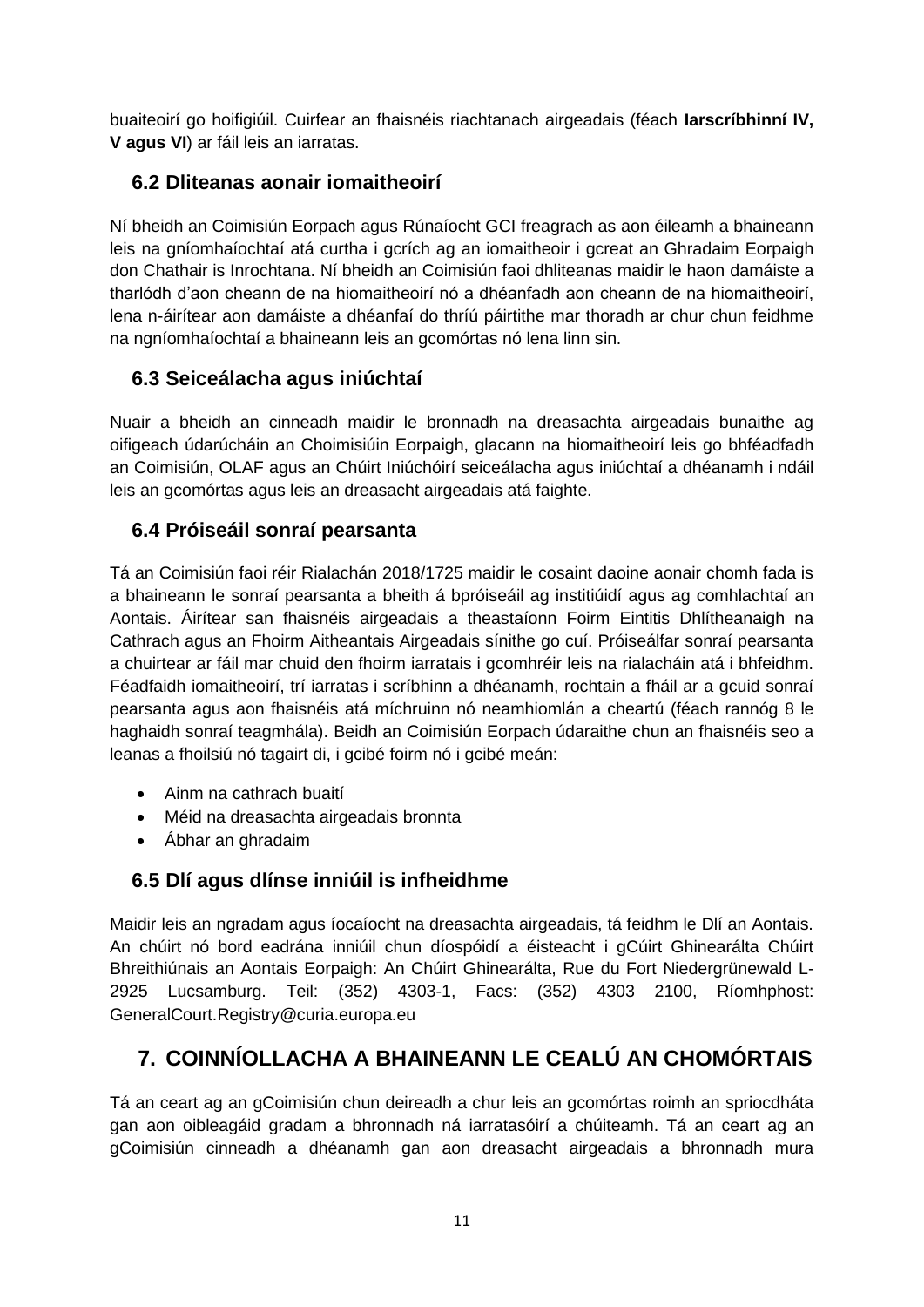buaiteoirí go hoifigiúil. Cuirfear an fhaisnéis riachtanach airgeadais (féach **Iarscríbhinní IV, V agus VI**) ar fáil leis an iarratas.

### 6.2 Dliteanas aonair iomaitheoirí

Ní bheidh an Coimisiún Eorpach agus Rúnaíocht GCI freagrach as aon éileamh a bhaineann leis na gníomhaíochtaí atá curtha i gcrích ag an iomaitheoir i gcreat an Ghradaim Eorpaigh don Chathair is Inrochtana. Ní bheidh an Coimisiún faoi dhliteanas maidir le haon damáiste a tharlódh d'aon cheann de na hiomaitheoirí nó a dhéanfadh aon cheann de na hiomaitheoirí, lena n-áirítear aon damáiste a dhéanfaí do thríú páirtithe mar thoradh ar chur chun feidhme na ngníomhaíochtaí a bhaineann leis an gcomórtas nó lena linn sin.

### 6.3 Seiceálacha agus iniúchtaí

Nuair a bheidh an cinneadh maidir le bronnadh na dreasachta airgeadais bunaithe ag oifigeach údarúcháin an Choimisiúin Eorpaigh, glacann na hiomaitheoirí leis go bhféadfadh an Coimisiún, OLAF agus an Chúirt Iniúchóirí seiceálacha agus iniúchtaí a dhéanamh i ndáil leis an gcomórtas agus leis an dreasacht airgeadais atá faighte.

### 6.4 Próiseáil sonraí pearsanta

Tá an Coimisiún faoi réir Rialachán 2018/1725 maidir le cosaint daoine aonair chomh fada is a bhaineann le sonraí pearsanta a bheith á bpróiseáil ag institiúidí agus ag comhlachtaí an Aontais. Áirítear san fhaisnéis airgeadais a theastaíonn Foirm Eintitis Dhlítheanaigh na Cathrach agus an Fhoirm Aitheantais Airgeadais sínithe go cuí. Próiseálfar sonraí pearsanta a chuirtear ar fáil mar chuid den fhoirm iarratais i gcomhréir leis na rialacháin atá i bhfeidhm. Féadfaidh iomaitheoirí, trí iarratas i scríbhinn a dhéanamh, rochtain a fháil ar a gcuid sonraí pearsanta agus aon fhaisnéis atá míchruinn nó neamhiomlán a cheartú (féach rannóg 8 le haghaidh sonraí teagmhála). Beidh an Coimisiún Eorpach údaraithe chun an fhaisnéis seo a leanas a fhoilsiú nó tagairt di, i gcibé foirm nó i gcibé meán:

- Ainm na cathrach buaití
- Méid na dreasachta airgeadais bronnta
- Ábhar an ghradaim

### 6.5 Dlí agus dlínse inniúil is infheidhme

Maidir leis an ngradam agus íocaíocht na dreasachta airgeadais, tá feidhm le Dlí an Aontais. An chúirt nó bord eadrána inniúil chun díospóidí a éisteacht i gCúirt Ghinearálta Chúirt Bhreithiúnais an Aontais Eorpaigh: An Chúirt Ghinearálta, Rue du Fort Niedergrünewald L-2925 Lucsamburg. Teil: (352) 4303-1, Facs: (352) 4303 2100, Ríomhphost: GeneralCourt.Registry@curia.europa.eu

## 7. COINNÍOLLACHA A BHAINEANN LE CEALÚ AN CHOMÓRTAIS

Tá an ceart ag an gCoimisiún chun deireadh a chur leis an gcomórtas roimh an spriocdháta gan aon oibleagáid gradam a bhronnadh ná iarratasóirí a chúiteamh. Tá an ceart ag an gCoimisiún cinneadh a dhéanamh gan aon dreasacht airgeadais a bhronnadh mura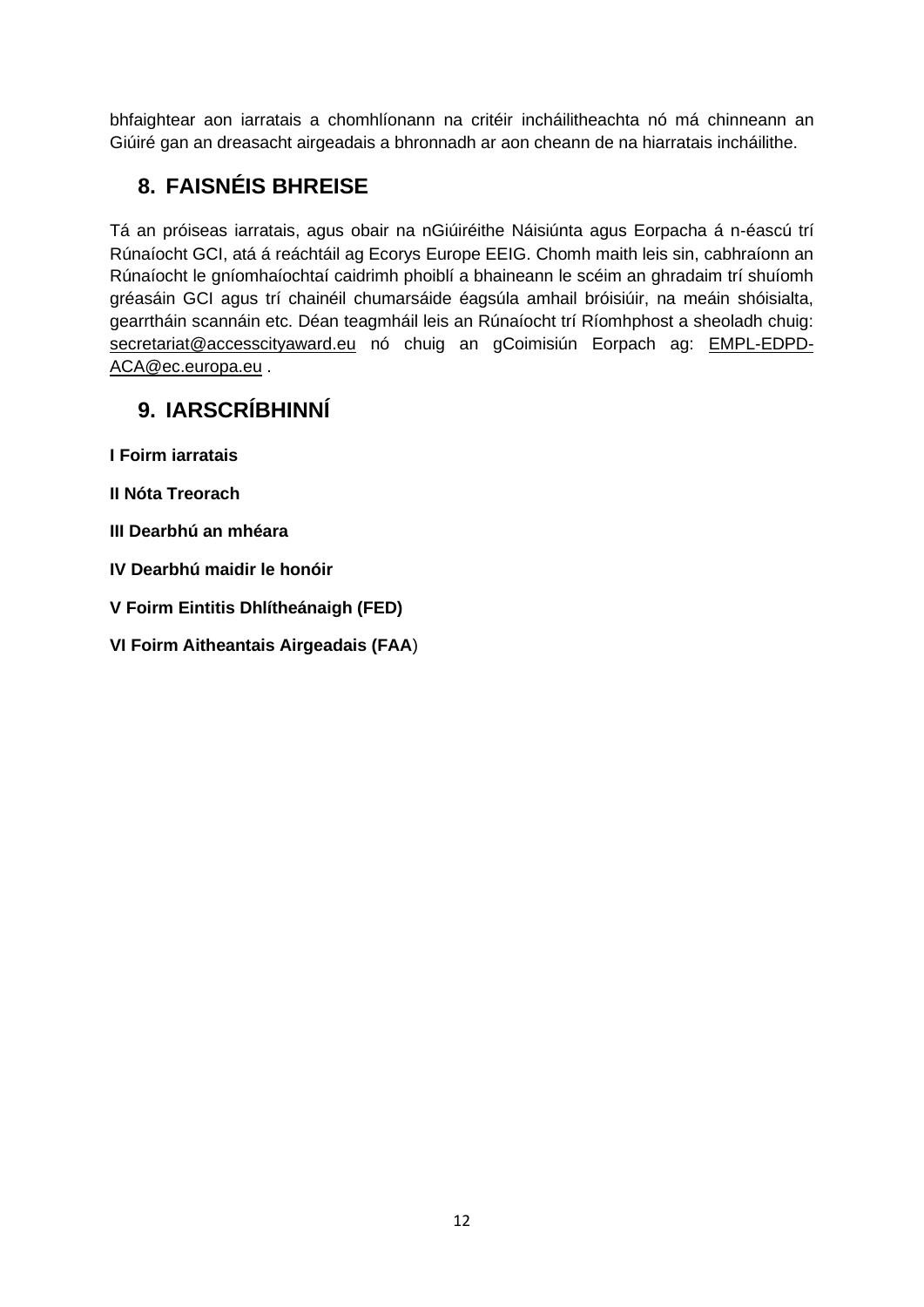bhfaightear aon iarratais a chomhlíonann na critéir incháilitheachta nó má chinneann an Giúiré gan an dreasacht airgeadais a bhronnadh ar aon cheann de na hiarratais incháilithe.

## 8. FAISNÉIS BHREISE

Tá an próiseas iarratais, agus obair na nGiúiréithe Náisiúnta agus Eorpacha á n-éascú trí Rúnaíocht GCI, atá á reáchtáil ag Ecorys Europe EEIG. Chomh maith leis sin, cabhraíonn an Rúnaíocht le gníomhaíochtaí caidrimh phoiblí a bhaineann le scéim an ghradaim trí shuíomh gréasáin GCI agus trí chainéil chumarsáide éagsúla amhail bróisiúir, na meáin shóisialta, gearrtháin scannáin etc. Déan teagmháil leis an Rúnaíocht trí Ríomhphost a sheoladh chuig: secretariat@accesscityaward.eu nó chuig an gCoimisiún Eorpach ag: EMPL-EDPD-ACA@ec.europa.eu .

## 9. IARSCRÍBHINNÍ

**I Foirm iarratais**

**II Nóta Treorach**

**III Dearbhú an mhéara**

**IV Dearbhú maidir le honóir**

**V Foirm Eintitis Dhlítheánaigh (FED)**

**VI Foirm Aitheantais Airgeadais (FAA**)